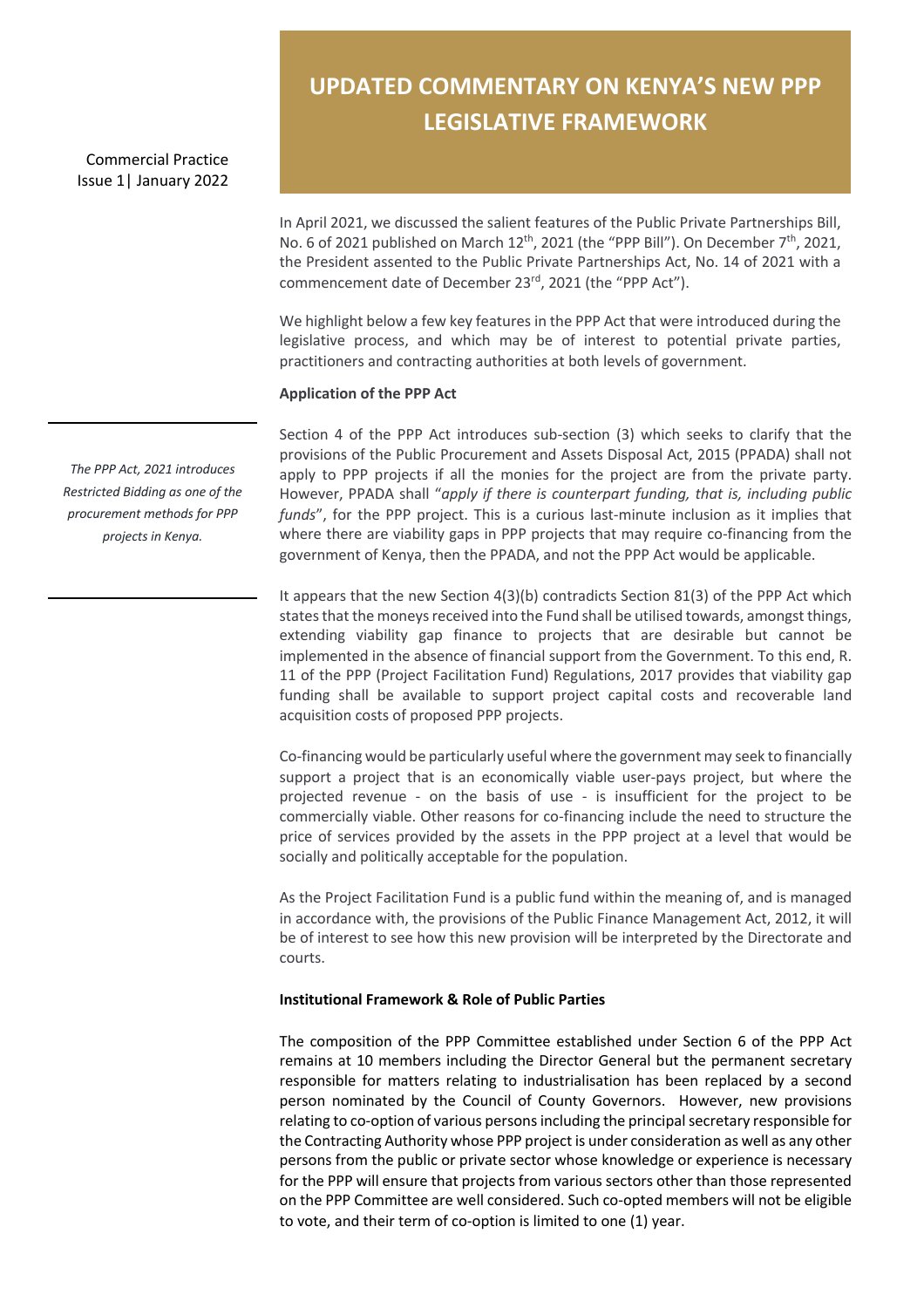Commercial Practice
Issue 1| January 2022

# UPDATED COMMENTARY ON KENYA'S NEW PPP LEGISLATIVE FRAMEWORK

In April 2021, we discussed the salient features of the Public Private Partnerships Bill, No. 6 of 2021 published on March 12th, 2021 (the "PPP Bill"). On December 7th, 2021, the President assented to the Public Private Partnerships Act, No. 14 of 2021 with a commencement date of December 23rd, 2021 (the "PPP Act").

We highlight below a few key features in the PPP Act that were introduced during the legislative process, and which may be of interest to potential private parties, practitioners and contracting authorities at both levels of government.

**Application of the PPP Act**

*The PPP Act, 2021 introduces Restricted Bidding as one of the procurement methods for PPP projects in Kenya.*

Section 4 of the PPP Act introduces sub-section (3) which seeks to clarify that the provisions of the Public Procurement and Assets Disposal Act, 2015 (PPADA) shall not apply to PPP projects if all the monies for the project are from the private party. However, PPADA shall "*apply if there is counterpart funding, that is, including public funds*", for the PPP project. This is a curious last-minute inclusion as it implies that where there are viability gaps in PPP projects that may require co-financing from the government of Kenya, then the PPADA, and not the PPP Act would be applicable.

It appears that the new Section 4(3)(b) contradicts Section 81(3) of the PPP Act which states that the moneys received into the Fund shall be utilised towards, amongst things, extending viability gap finance to projects that are desirable but cannot be implemented in the absence of financial support from the Government. To this end, R. 11 of the PPP (Project Facilitation Fund) Regulations, 2017 provides that viability gap funding shall be available to support project capital costs and recoverable land acquisition costs of proposed PPP projects.

Co-financing would be particularly useful where the government may seek to financially support a project that is an economically viable user-pays project, but where the projected revenue - on the basis of use - is insufficient for the project to be commercially viable. Other reasons for co-financing include the need to structure the price of services provided by the assets in the PPP project at a level that would be socially and politically acceptable for the population.

As the Project Facilitation Fund is a public fund within the meaning of, and is managed in accordance with, the provisions of the Public Finance Management Act, 2012, it will be of interest to see how this new provision will be interpreted by the Directorate and courts.

**Institutional Framework & Role of Public Parties**

The composition of the PPP Committee established under Section 6 of the PPP Act remains at 10 members including the Director General but the permanent secretary responsible for matters relating to industrialisation has been replaced by a second person nominated by the Council of County Governors. However, new provisions relating to co-option of various persons including the principal secretary responsible for the Contracting Authority whose PPP project is under consideration as well as any other persons from the public or private sector whose knowledge or experience is necessary for the PPP will ensure that projects from various sectors other than those represented on the PPP Committee are well considered. Such co-opted members will not be eligible to vote, and their term of co-option is limited to one (1) year.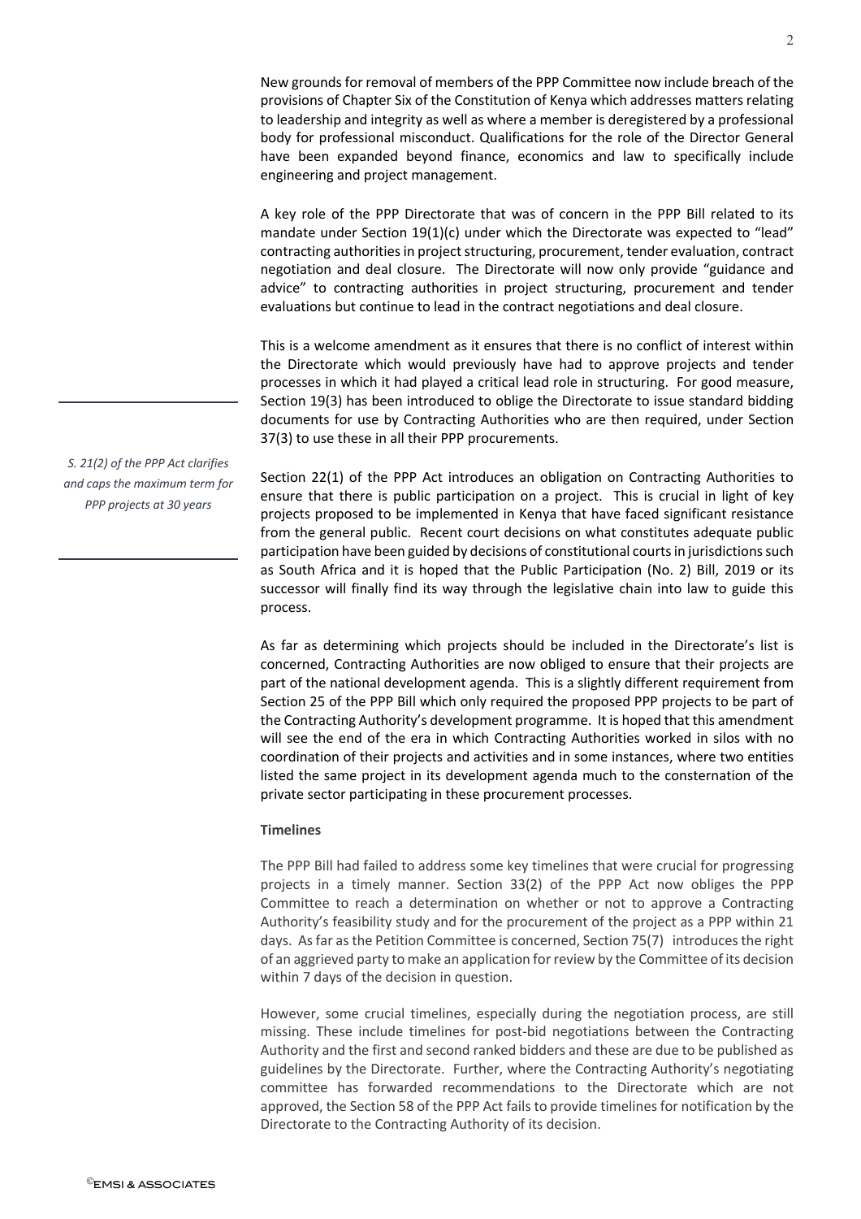New grounds for removal of members of the PPP Committee now include breach of the provisions of Chapter Six of the Constitution of Kenya which addresses matters relating to leadership and integrity as well as where a member is deregistered by a professional body for professional misconduct. Qualifications for the role of the Director General have been expanded beyond finance, economics and law to specifically include engineering and project management.

A key role of the PPP Directorate that was of concern in the PPP Bill related to its mandate under Section 19(1)(c) under which the Directorate was expected to "lead" contracting authorities in project structuring, procurement, tender evaluation, contract negotiation and deal closure. The Directorate will now only provide "guidance and advice" to contracting authorities in project structuring, procurement and tender evaluations but continue to lead in the contract negotiations and deal closure.

This is a welcome amendment as it ensures that there is no conflict of interest within the Directorate which would previously have had to approve projects and tender processes in which it had played a critical lead role in structuring. For good measure, Section 19(3) has been introduced to oblige the Directorate to issue standard bidding documents for use by Contracting Authorities who are then required, under Section 37(3) to use these in all their PPP procurements.

*S. 21(2) of the PPP Act clarifies and caps the maximum term for PPP projects at 30 years*

Section 22(1) of the PPP Act introduces an obligation on Contracting Authorities to ensure that there is public participation on a project. This is crucial in light of key projects proposed to be implemented in Kenya that have faced significant resistance from the general public. Recent court decisions on what constitutes adequate public participation have been guided by decisions of constitutional courts in jurisdictions such as South Africa and it is hoped that the Public Participation (No. 2) Bill, 2019 or its successor will finally find its way through the legislative chain into law to guide this process.

As far as determining which projects should be included in the Directorate's list is concerned, Contracting Authorities are now obliged to ensure that their projects are part of the national development agenda. This is a slightly different requirement from Section 25 of the PPP Bill which only required the proposed PPP projects to be part of the Contracting Authority's development programme. It is hoped that this amendment will see the end of the era in which Contracting Authorities worked in silos with no coordination of their projects and activities and in some instances, where two entities listed the same project in its development agenda much to the consternation of the private sector participating in these procurement processes.

**Timelines**

The PPP Bill had failed to address some key timelines that were crucial for progressing projects in a timely manner. Section 33(2) of the PPP Act now obliges the PPP Committee to reach a determination on whether or not to approve a Contracting Authority's feasibility study and for the procurement of the project as a PPP within 21 days. As far as the Petition Committee is concerned, Section 75(7) introduces the right of an aggrieved party to make an application for review by the Committee of its decision within 7 days of the decision in question.

However, some crucial timelines, especially during the negotiation process, are still missing. These include timelines for post-bid negotiations between the Contracting Authority and the first and second ranked bidders and these are due to be published as guidelines by the Directorate. Further, where the Contracting Authority's negotiating committee has forwarded recommendations to the Directorate which are not approved, the Section 58 of the PPP Act fails to provide timelines for notification by the Directorate to the Contracting Authority of its decision.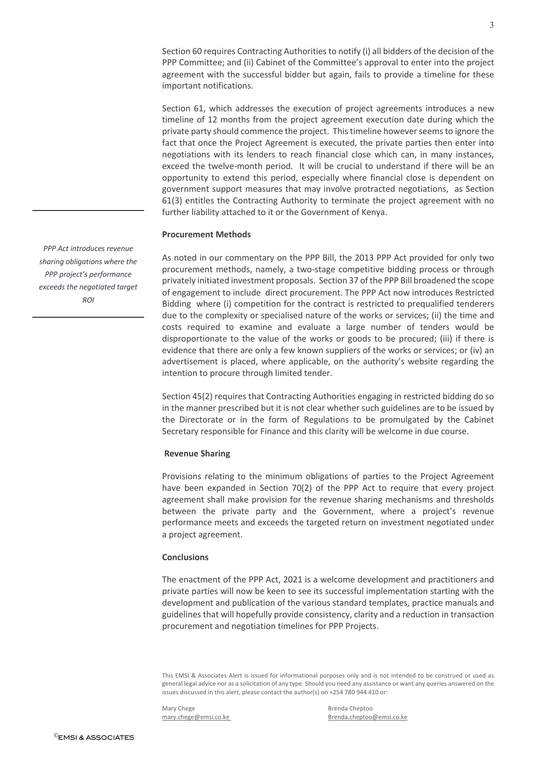Section 60 requires Contracting Authorities to notify (i) all bidders of the decision of the PPP Committee; and (ii) Cabinet of the Committee's approval to enter into the project agreement with the successful bidder but again, fails to provide a timeline for these important notifications.

Section 61, which addresses the execution of project agreements introduces a new timeline of 12 months from the project agreement execution date during which the private party should commence the project. This timeline however seems to ignore the fact that once the Project Agreement is executed, the private parties then enter into negotiations with its lenders to reach financial close which can, in many instances, exceed the twelve-month period. It will be crucial to understand if there will be an opportunity to extend this period, especially where financial close is dependent on government support measures that may involve protracted negotiations, as Section 61(3) entitles the Contracting Authority to terminate the project agreement with no further liability attached to it or the Government of Kenya.

*PPP Act introduces revenue sharing obligations where the PPP project's performance exceeds the negotiated target ROI*

**Procurement Methods**

As noted in our commentary on the PPP Bill, the 2013 PPP Act provided for only two procurement methods, namely, a two-stage competitive bidding process or through privately initiated investment proposals. Section 37 of the PPP Bill broadened the scope of engagement to include direct procurement. The PPP Act now introduces Restricted Bidding where (i) competition for the contract is restricted to prequalified tenderers due to the complexity or specialised nature of the works or services; (ii) the time and costs required to examine and evaluate a large number of tenders would be disproportionate to the value of the works or goods to be procured; (iii) if there is evidence that there are only a few known suppliers of the works or services; or (iv) an advertisement is placed, where applicable, on the authority's website regarding the intention to procure through limited tender.

Section 45(2) requires that Contracting Authorities engaging in restricted bidding do so in the manner prescribed but it is not clear whether such guidelines are to be issued by the Directorate or in the form of Regulations to be promulgated by the Cabinet Secretary responsible for Finance and this clarity will be welcome in due course.

**Revenue Sharing**

Provisions relating to the minimum obligations of parties to the Project Agreement have been expanded in Section 70(2) of the PPP Act to require that every project agreement shall make provision for the revenue sharing mechanisms and thresholds between the private party and the Government, where a project's revenue performance meets and exceeds the targeted return on investment negotiated under a project agreement.

**Conclusions**

The enactment of the PPP Act, 2021 is a welcome development and practitioners and private parties will now be keen to see its successful implementation starting with the development and publication of the various standard templates, practice manuals and guidelines that will hopefully provide consistency, clarity and a reduction in transaction procurement and negotiation timelines for PPP Projects.

This EMSI & Associates Alert is issued for informational purposes only and is not intended to be construed or used as general legal advice nor as a solicitation of any type. Should you need any assistance or want any queries answered on the issues discussed in this alert, please contact the author(s) on +254 780 944 410 or:

Mary Chege
mary.chege@emsi.co.ke

Brenda Cheptoo
Brenda.cheptoo@emsi.co.ke

©EMSI & ASSOCIATES